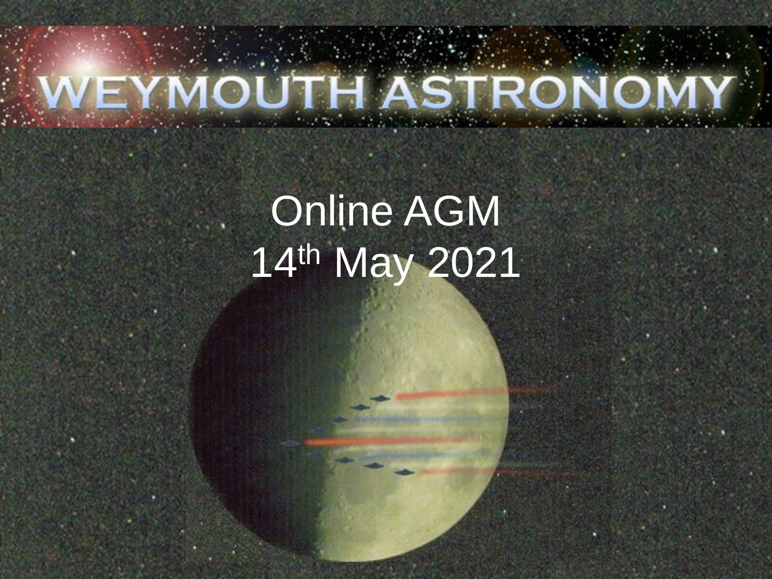# WEYMOUTH ASTRONOMY

## Online AGM
## 14th May 2021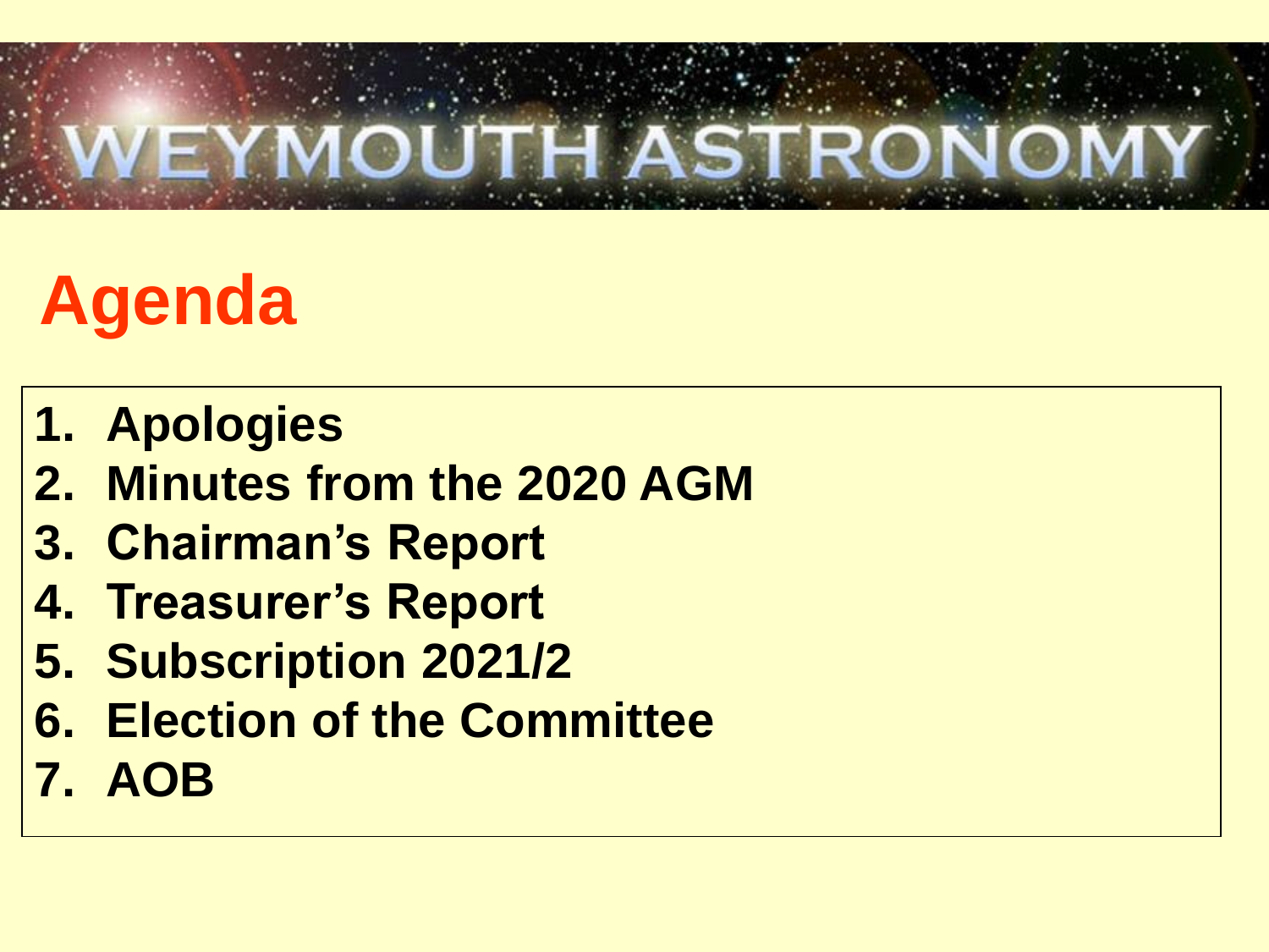# WEYMOUTH ASTRONOMY

## Agenda

1. Apologies
2. Minutes from the 2020 AGM
3. Chairman's Report
4. Treasurer's Report
5. Subscription 2021/2
6. Election of the Committee
7. AOB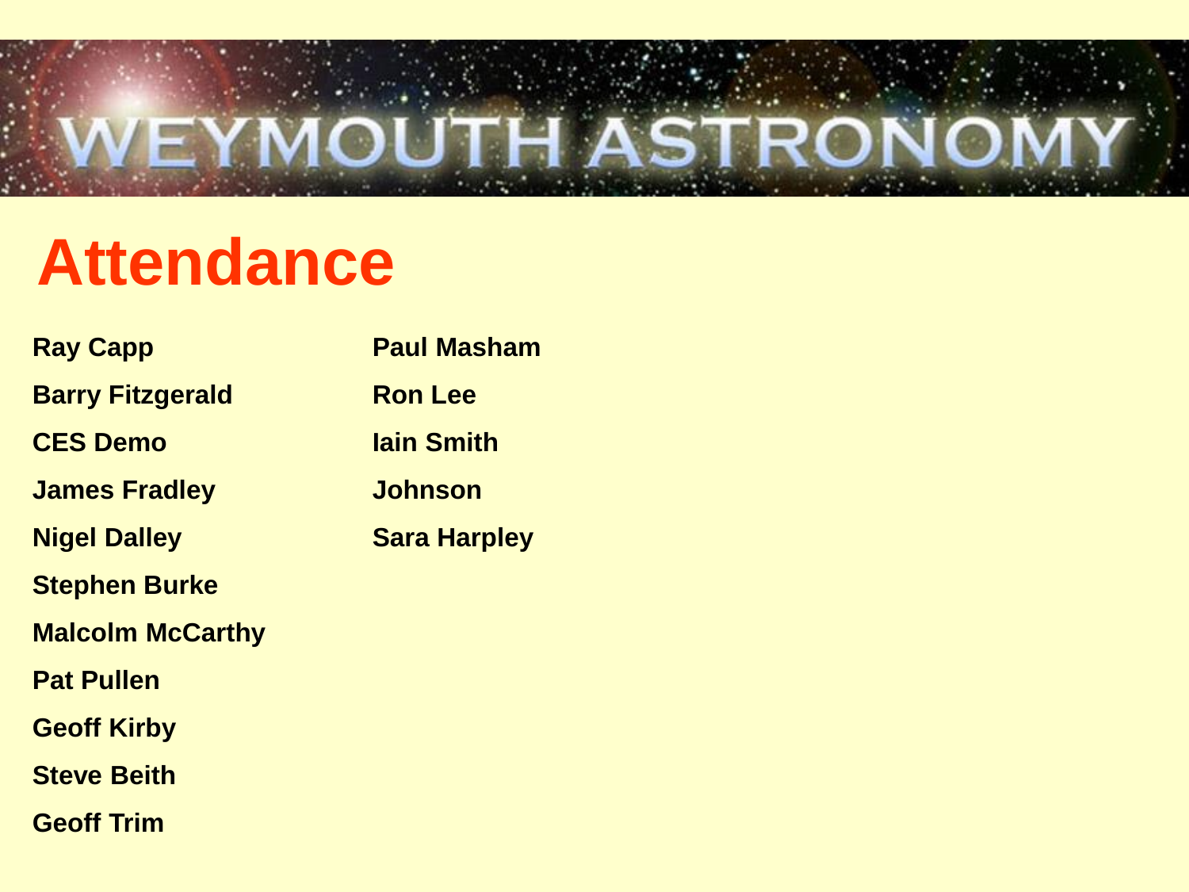# WEYMOUTH ASTRONOMY

## Attendance

Ray Capp
Barry Fitzgerald
CES Demo
James Fradley
Nigel Dalley
Stephen Burke
Malcolm McCarthy
Pat Pullen
Geoff Kirby
Steve Beith
Geoff Trim
Paul Masham
Ron Lee
Iain Smith
Johnson
Sara Harpley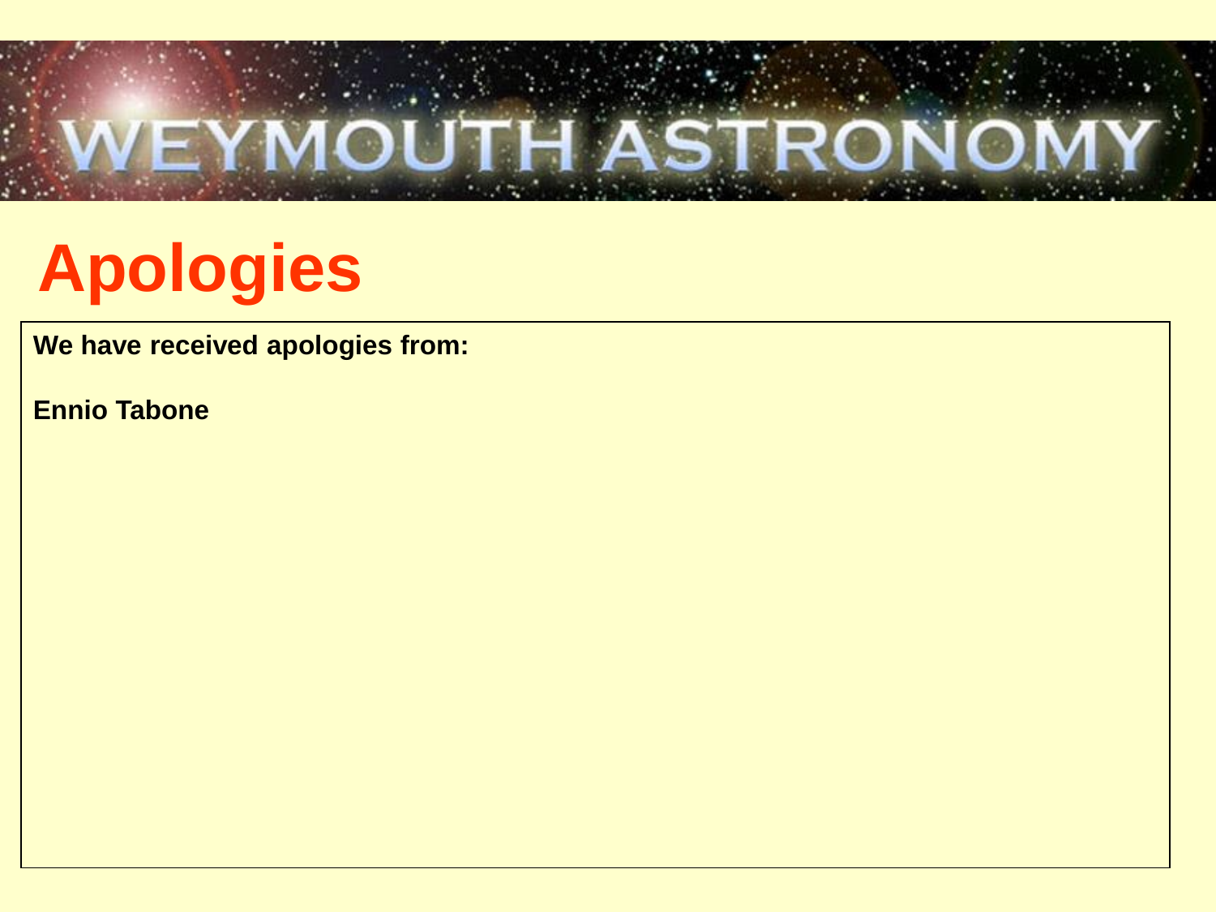# Apologies

**We have received apologies from:**

**Ennio Tabone**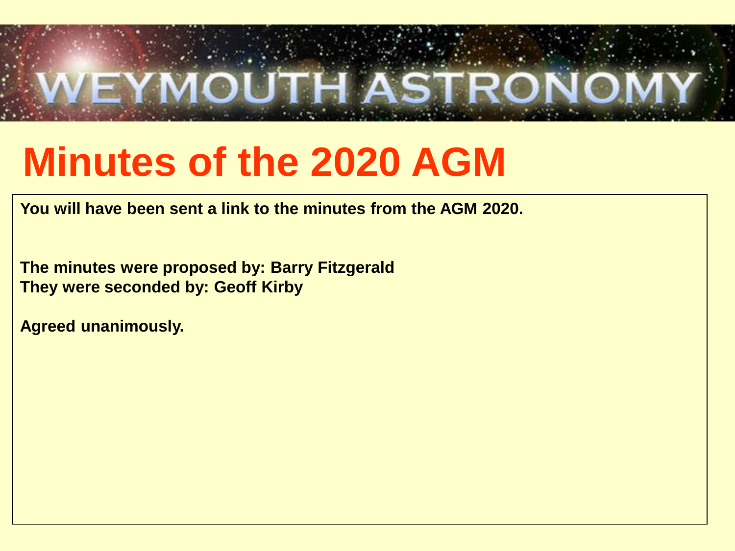# Minutes of the 2020 AGM

**You will have been sent a link to the minutes from the AGM 2020.**

**The minutes were proposed by: Barry Fitzgerald**
**They were seconded by: Geoff Kirby**

**Agreed unanimously.**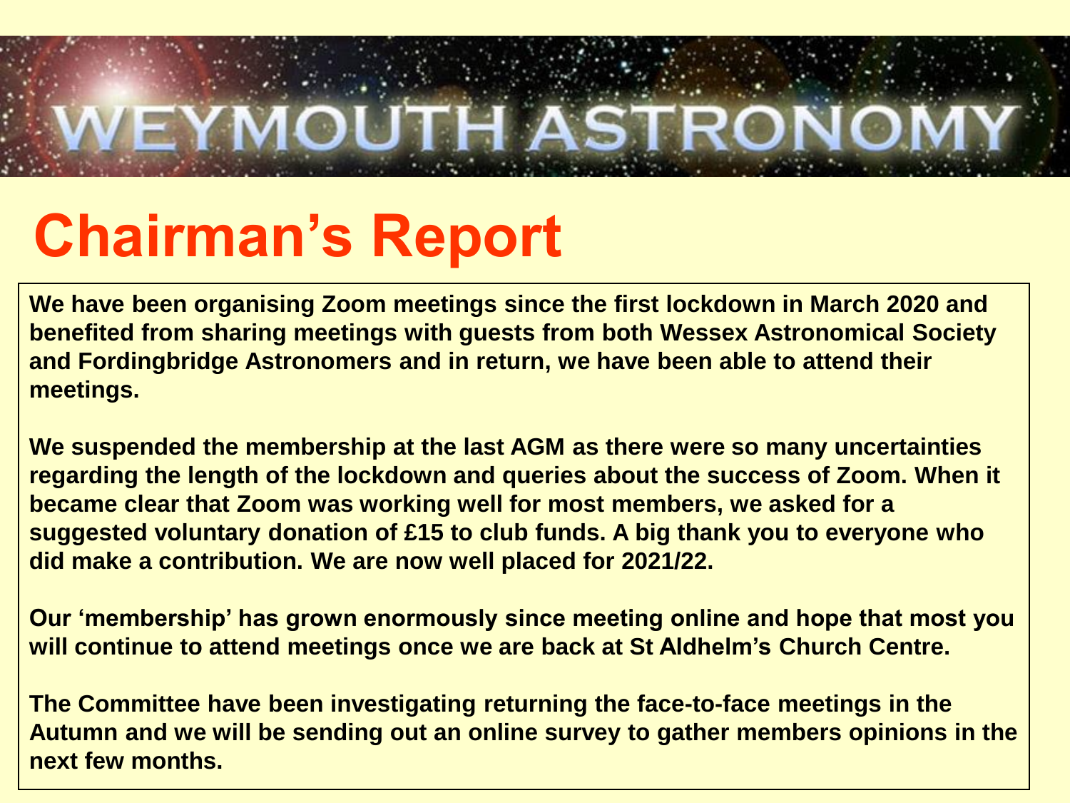# WEYMOUTH ASTRONOMY

## Chairman's Report

**We have been organising Zoom meetings since the first lockdown in March 2020 and benefited from sharing meetings with guests from both Wessex Astronomical Society and Fordingbridge Astronomers and in return, we have been able to attend their meetings.**

**We suspended the membership at the last AGM as there were so many uncertainties regarding the length of the lockdown and queries about the success of Zoom. When it became clear that Zoom was working well for most members, we asked for a suggested voluntary donation of £15 to club funds. A big thank you to everyone who did make a contribution. We are now well placed for 2021/22.**

**Our 'membership' has grown enormously since meeting online and hope that most you will continue to attend meetings once we are back at St Aldhelm's Church Centre.**

**The Committee have been investigating returning the face-to-face meetings in the Autumn and we will be sending out an online survey to gather members opinions in the next few months.**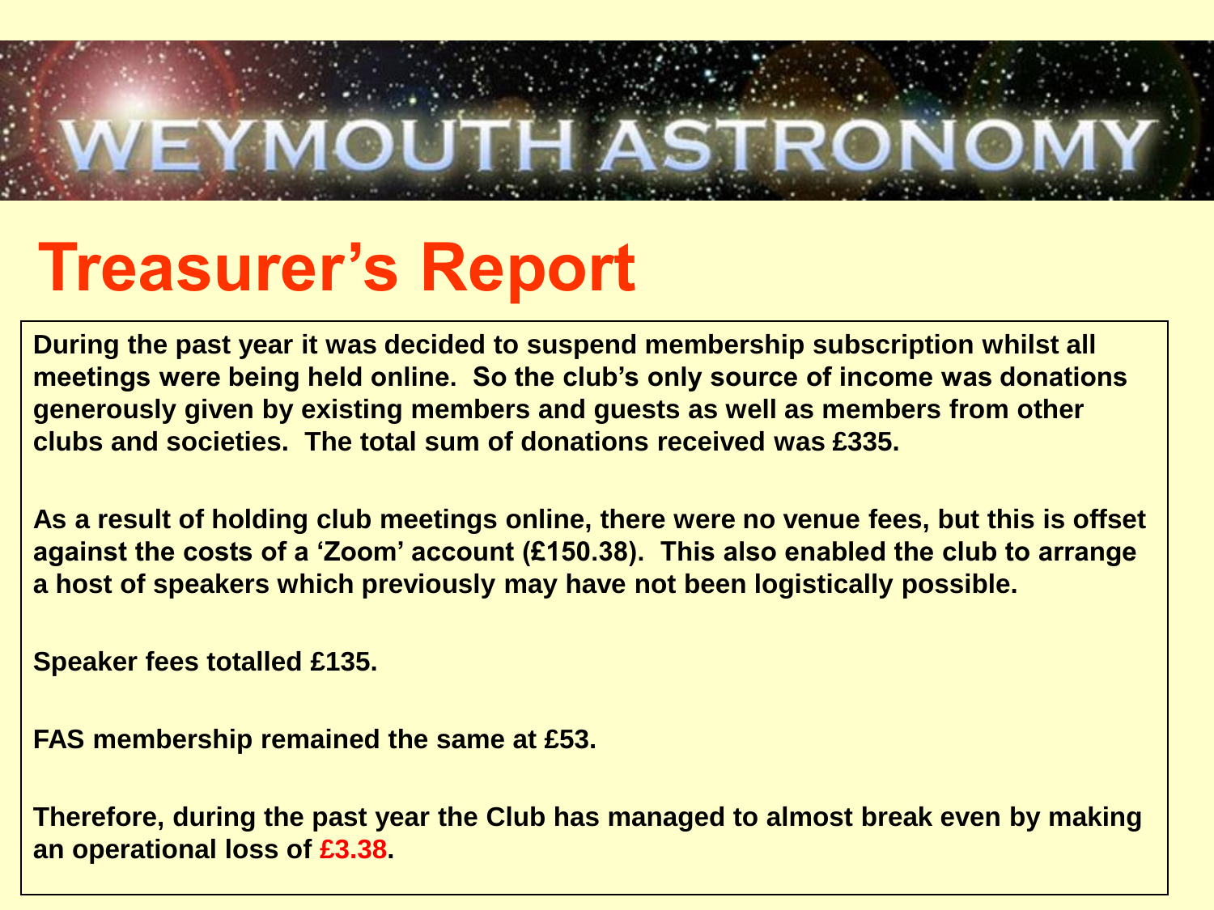# WEYMOUTH ASTRONOMY

## Treasurer's Report

**During the past year it was decided to suspend membership subscription whilst all meetings were being held online. So the club's only source of income was donations generously given by existing members and guests as well as members from other clubs and societies. The total sum of donations received was £335.**

**As a result of holding club meetings online, there were no venue fees, but this is offset against the costs of a 'Zoom' account (£150.38). This also enabled the club to arrange a host of speakers which previously may have not been logistically possible.**

**Speaker fees totalled £135.**

**FAS membership remained the same at £53.**

**Therefore, during the past year the Club has managed to almost break even by making an operational loss of £3.38.**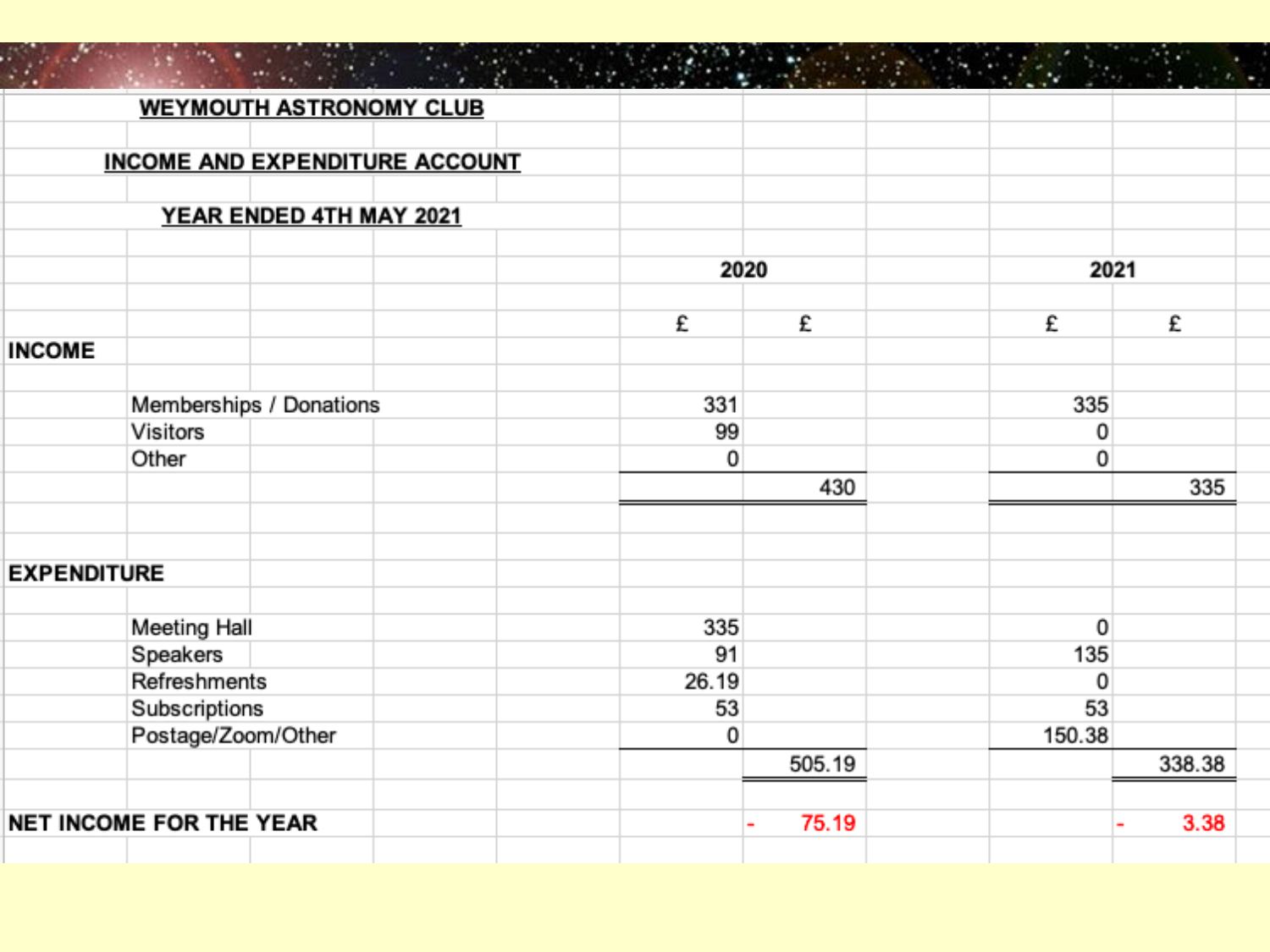**WEYMOUTH ASTRONOMY CLUB**

**INCOME AND EXPENDITURE ACCOUNT**

**YEAR ENDED 4TH MAY 2021**

| | | 2020 | | 2021 | |
|---|---|---|---|---|---|
| | | £ | £ | £ | £ |
| **INCOME** | | | | | |
| | Memberships / Donations | 331 | | 335 | |
| | Visitors | 99 | | 0 | |
| | Other | 0 | | 0 | |
| | | | 430 | | 335 |
| **EXPENDITURE** | | | | | |
| | Meeting Hall | 335 | | 0 | |
| | Speakers | 91 | | 135 | |
| | Refreshments | 26.19 | | 0 | |
| | Subscriptions | 53 | | 53 | |
| | Postage/Zoom/Other | 0 | | 150.38 | |
| | | | 505.19 | | 338.38 |
| **NET INCOME FOR THE YEAR** | | | - 75.19 | | - 3.38 |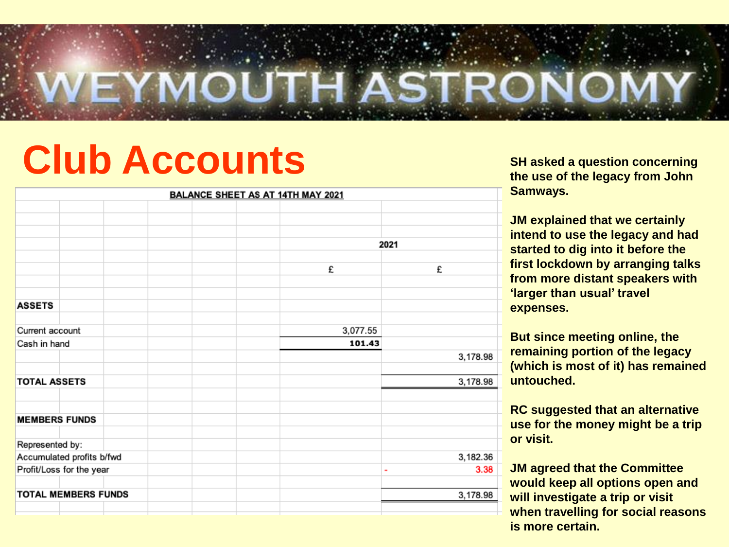# WEYMOUTH ASTRONOMY

## Club Accounts

**BALANCE SHEET AS AT 14TH MAY 2021**

| | 2021 | |
|---|---|---|
| | £ | £ |
| **ASSETS** | | |
| Current account | 3,077.55 | |
| Cash in hand | **101.43** | |
| | | 3,178.98 |
| **TOTAL ASSETS** | | 3,178.98 |
| **MEMBERS FUNDS** | | |
| Represented by: | | |
| Accumulated profits b/fwd | | 3,182.36 |
| Profit/Loss for the year | | - 3.38 |
| **TOTAL MEMBERS FUNDS** | | 3,178.98 |

**SH asked a question concerning the use of the legacy from John Samways.**

**JM explained that we certainly intend to use the legacy and had started to dig into it before the first lockdown by arranging talks from more distant speakers with 'larger than usual' travel expenses.**

**But since meeting online, the remaining portion of the legacy (which is most of it) has remained untouched.**

**RC suggested that an alternative use for the money might be a trip or visit.**

**JM agreed that the Committee would keep all options open and will investigate a trip or visit when travelling for social reasons is more certain.**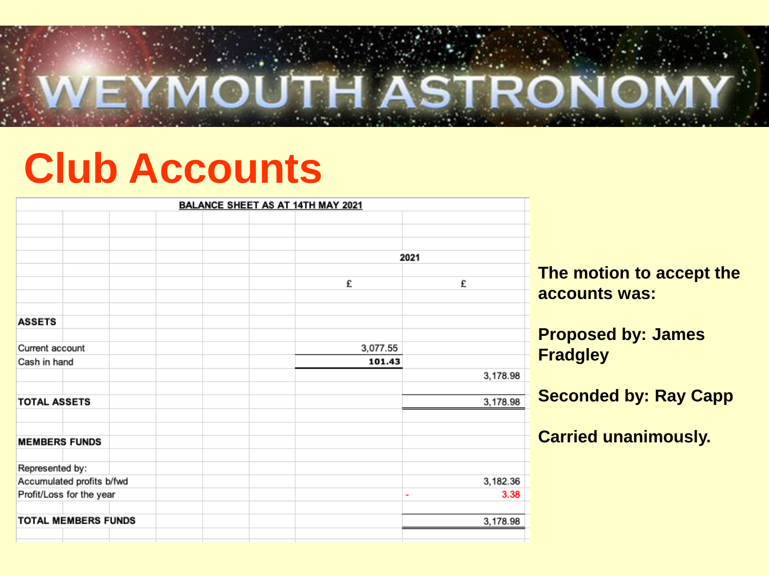# WEYMOUTH ASTRONOMY

## Club Accounts

**BALANCE SHEET AS AT 14TH MAY 2021**

| | 2021 | |
|---|---|---|
| | £ | £ |
| **ASSETS** | | |
| Current account | 3,077.55 | |
| Cash in hand | **101.43** | |
| | | 3,178.98 |
| **TOTAL ASSETS** | | 3,178.98 |
| **MEMBERS FUNDS** | | |
| Represented by: | | |
| Accumulated profits b/fwd | | 3,182.36 |
| Profit/Loss for the year | | - 3.38 |
| **TOTAL MEMBERS FUNDS** | | 3,178.98 |

**The motion to accept the accounts was:**

**Proposed by: James Fradgley**

**Seconded by: Ray Capp**

**Carried unanimously.**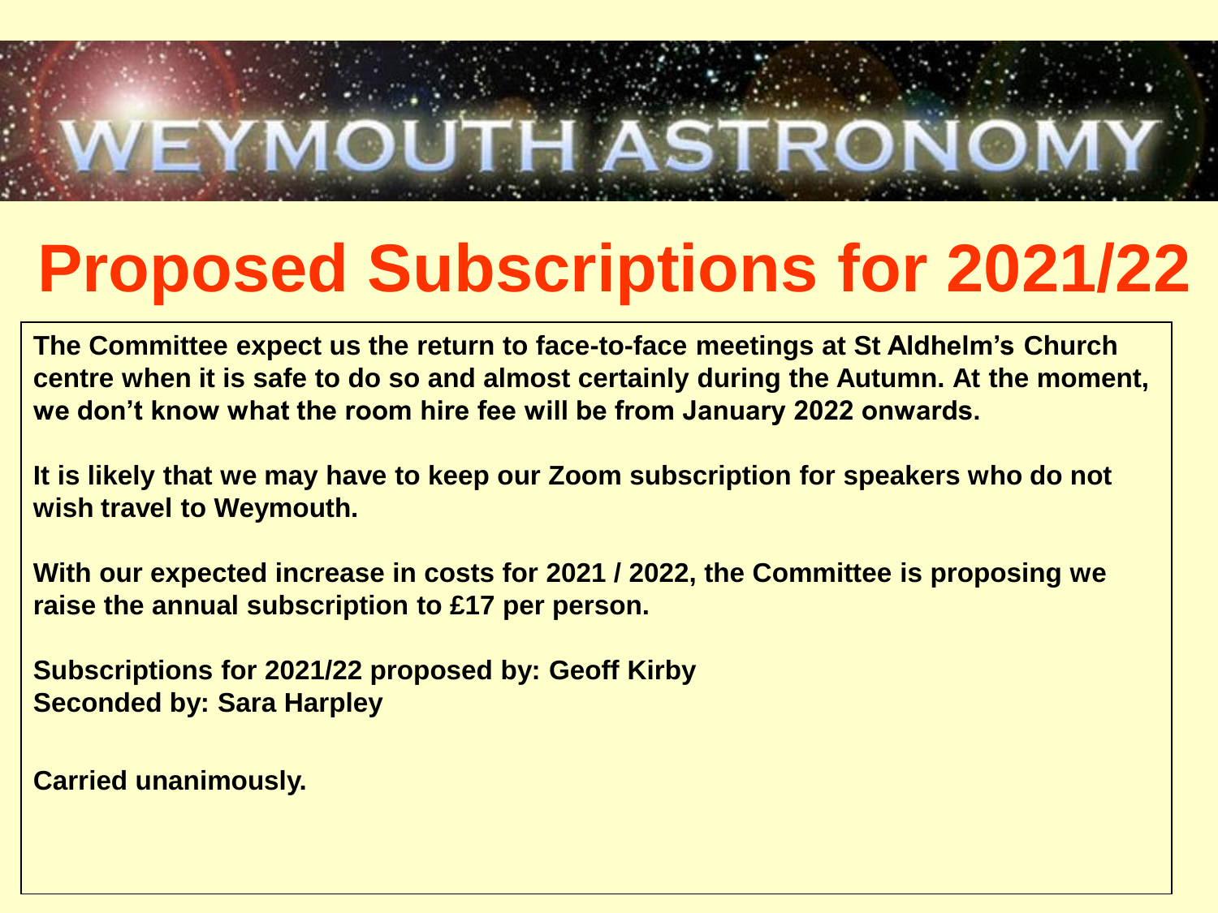# WEYMOUTH ASTRONOMY

## Proposed Subscriptions for 2021/22

**The Committee expect us the return to face-to-face meetings at St Aldhelm's Church centre when it is safe to do so and almost certainly during the Autumn. At the moment, we don't know what the room hire fee will be from January 2022 onwards.**

**It is likely that we may have to keep our Zoom subscription for speakers who do not wish travel to Weymouth.**

**With our expected increase in costs for 2021 / 2022, the Committee is proposing we raise the annual subscription to £17 per person.**

**Subscriptions for 2021/22 proposed by: Geoff Kirby**
**Seconded by: Sara Harpley**

**Carried unanimously.**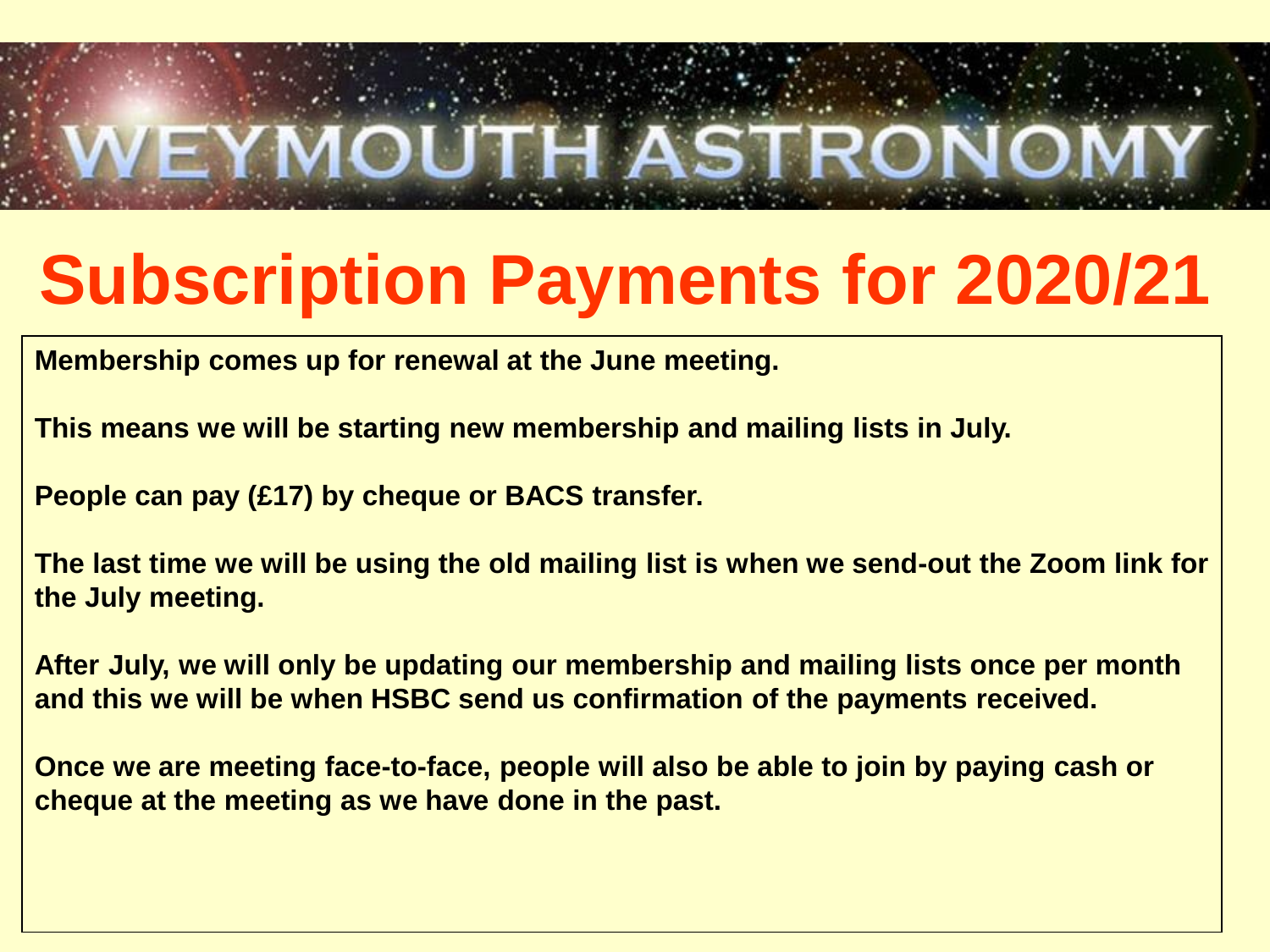# WEYMOUTH ASTRONOMY

## Subscription Payments for 2020/21

**Membership comes up for renewal at the June meeting.**

**This means we will be starting new membership and mailing lists in July.**

**People can pay (£17) by cheque or BACS transfer.**

**The last time we will be using the old mailing list is when we send-out the Zoom link for the July meeting.**

**After July, we will only be updating our membership and mailing lists once per month and this we will be when HSBC send us confirmation of the payments received.**

**Once we are meeting face-to-face, people will also be able to join by paying cash or cheque at the meeting as we have done in the past.**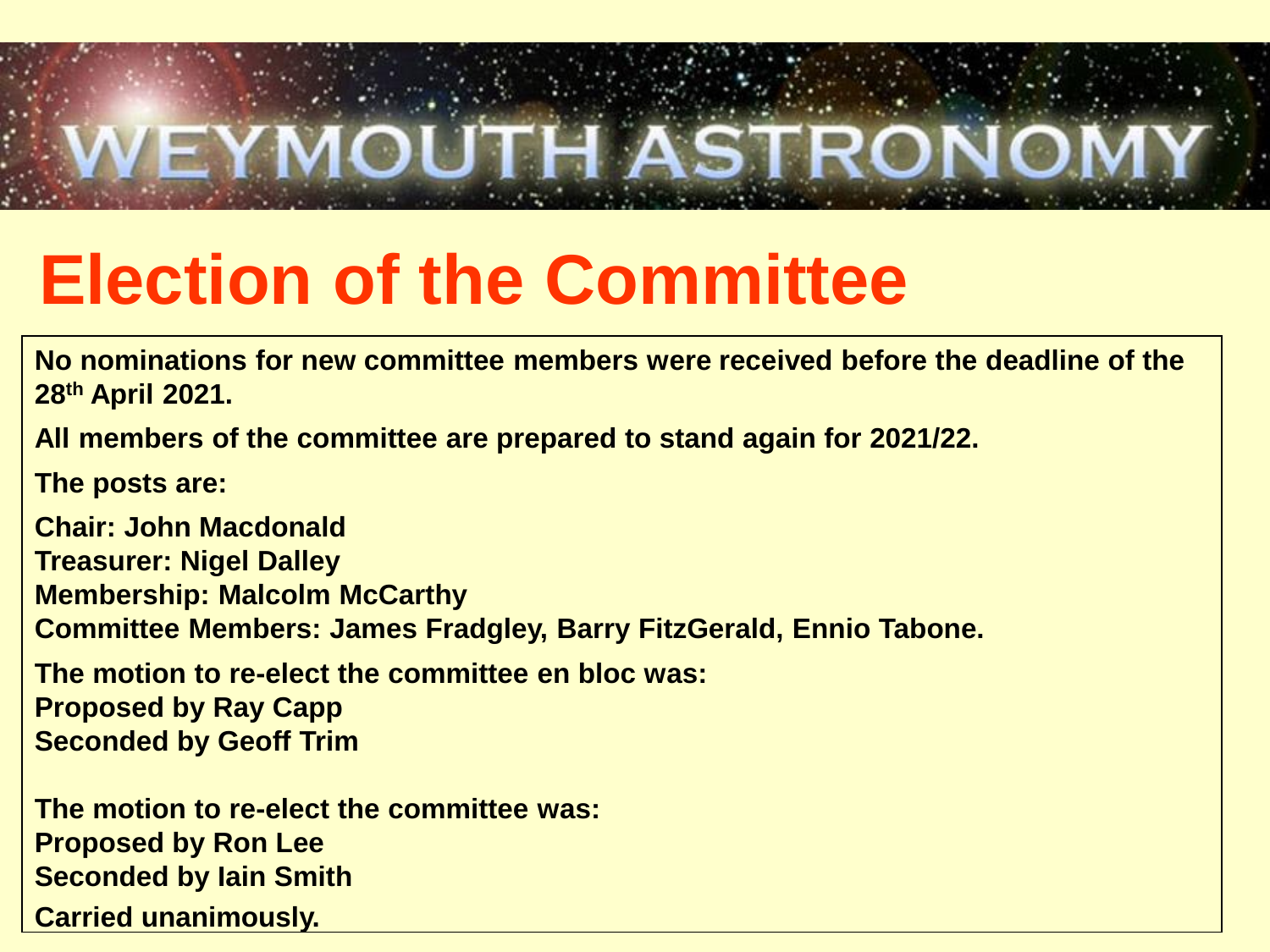# WEYMOUTH ASTRONOMY

## Election of the Committee

**No nominations for new committee members were received before the deadline of the 28th April 2021.**

**All members of the committee are prepared to stand again for 2021/22.**

**The posts are:**

**Chair: John Macdonald**
**Treasurer: Nigel Dalley**
**Membership: Malcolm McCarthy**
**Committee Members: James Fradgley, Barry FitzGerald, Ennio Tabone.**

**The motion to re-elect the committee en bloc was:**
**Proposed by Ray Capp**
**Seconded by Geoff Trim**

**The motion to re-elect the committee was:**
**Proposed by Ron Lee**
**Seconded by Iain Smith**

**Carried unanimously.**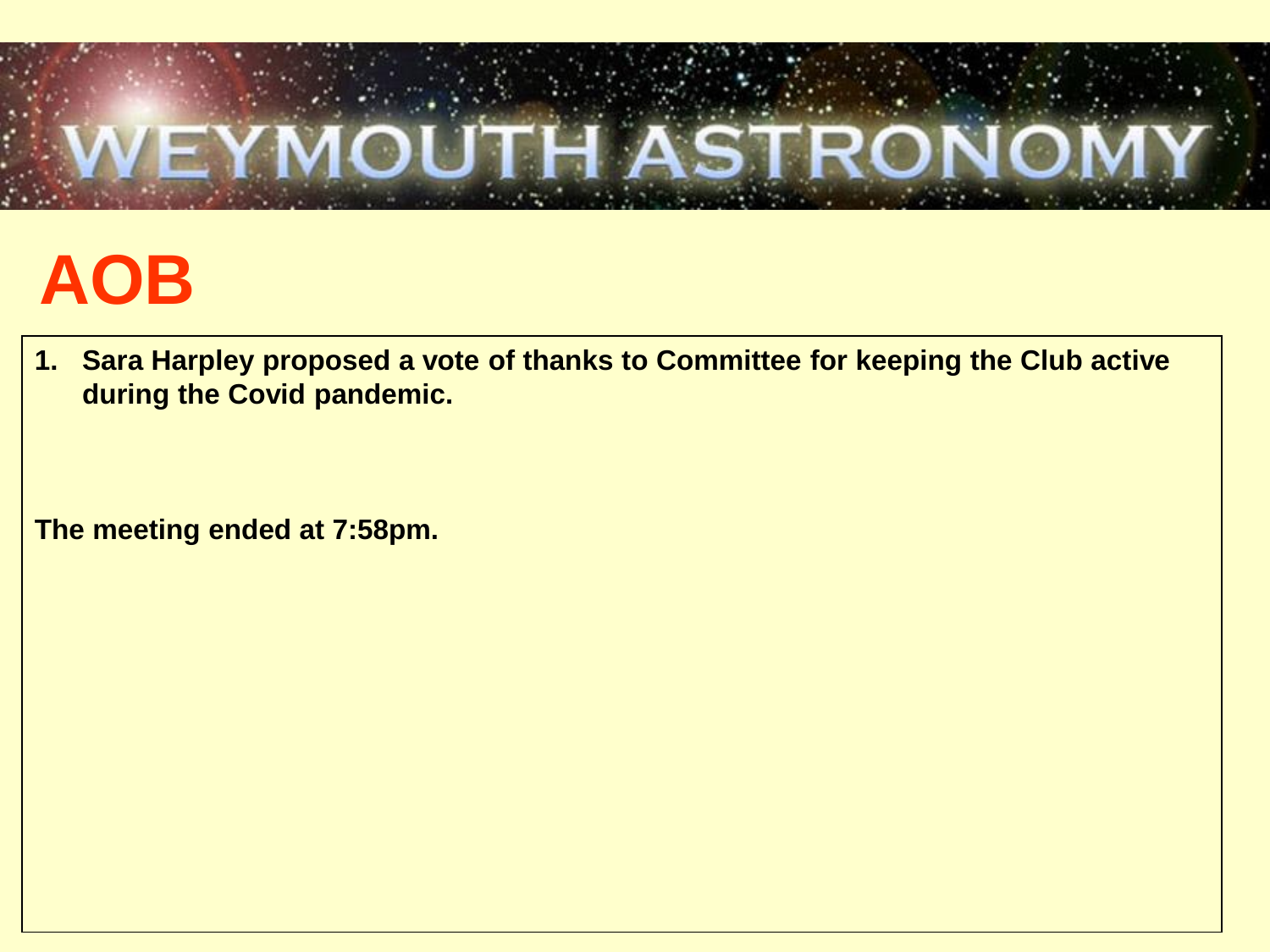# WEYMOUTH ASTRONOMY

## AOB

1. **Sara Harpley proposed a vote of thanks to Committee for keeping the Club active during the Covid pandemic.**

**The meeting ended at 7:58pm.**